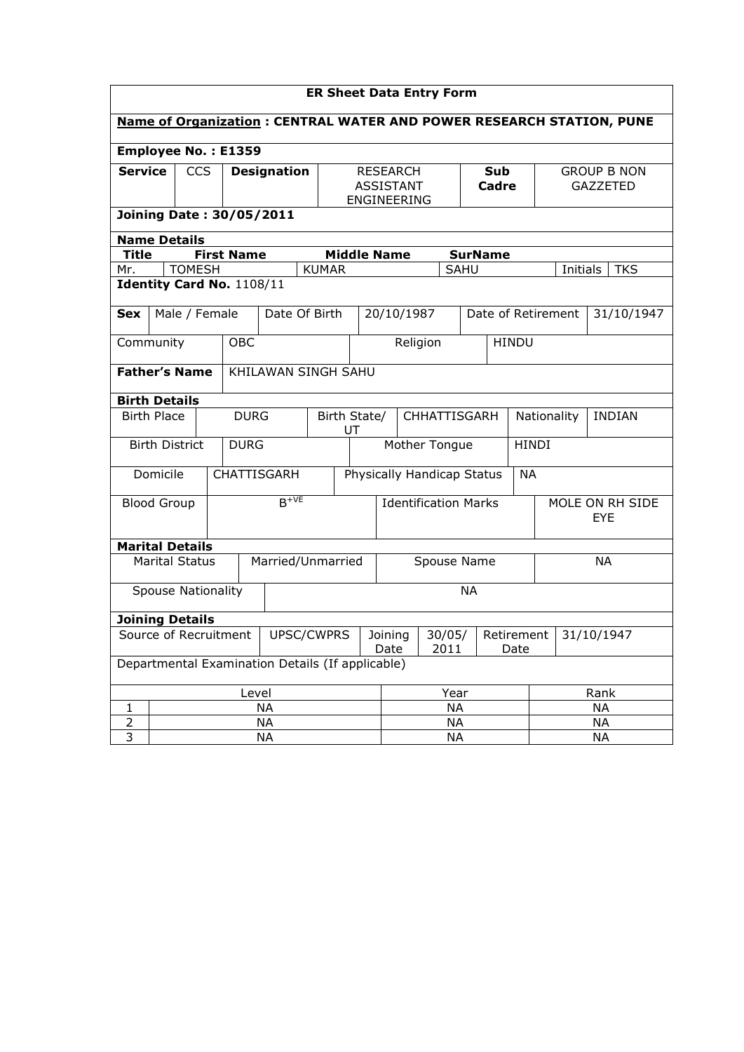**ER Sheet Data Entry Form**

**Name of Organization : CENTRAL WATER AND POWER RESEARCH STATION, PUNE**

**Employee No. : E1359**

| **Service** | CCS | **Designation** | RESEARCH ASSISTANT ENGINEERING | **Sub Cadre** | GROUP B NON GAZZETED |
|---|---|---|---|---|---|

**Joining Date : 30/05/2011**

**Name Details**

| **Title** | **First Name** | **Middle Name** | **SurName** | | |
|---|---|---|---|---|---|
| Mr. | TOMESH | KUMAR | SAHU | Initials | TKS |

**Identity Card No.** 1108/11

| **Sex** | Male / Female | Date Of Birth | 20/10/1987 | Date of Retirement | 31/10/1947 |
|---|---|---|---|---|---|

| Community | OBC | Religion | HINDU |
|---|---|---|---|

| **Father's Name** | KHILAWAN SINGH SAHU |
|---|---|

**Birth Details**

| Birth Place | DURG | Birth State/ UT | CHHATTISGARH | Nationality | INDIAN |
|---|---|---|---|---|---|
| Birth District | DURG | Mother Tongue | HINDI | | |
| Domicile | CHATTISGARH | Physically Handicap Status | NA | | |
| Blood Group | $B^{+VE}$ | Identification Marks | MOLE ON RH SIDE EYE | | |

**Marital Details**

| Marital Status | Married/Unmarried | Spouse Name | NA |
|---|---|---|---|
| Spouse Nationality | NA | | |

**Joining Details**

| Source of Recruitment | UPSC/CWPRS | Joining Date | 30/05/ 2011 | Retirement Date | 31/10/1947 |
|---|---|---|---|---|---|

Departmental Examination Details (If applicable)

| | Level | Year | Rank |
|---|---|---|---|
| 1 | NA | NA | NA |
| 2 | NA | NA | NA |
| 3 | NA | NA | NA |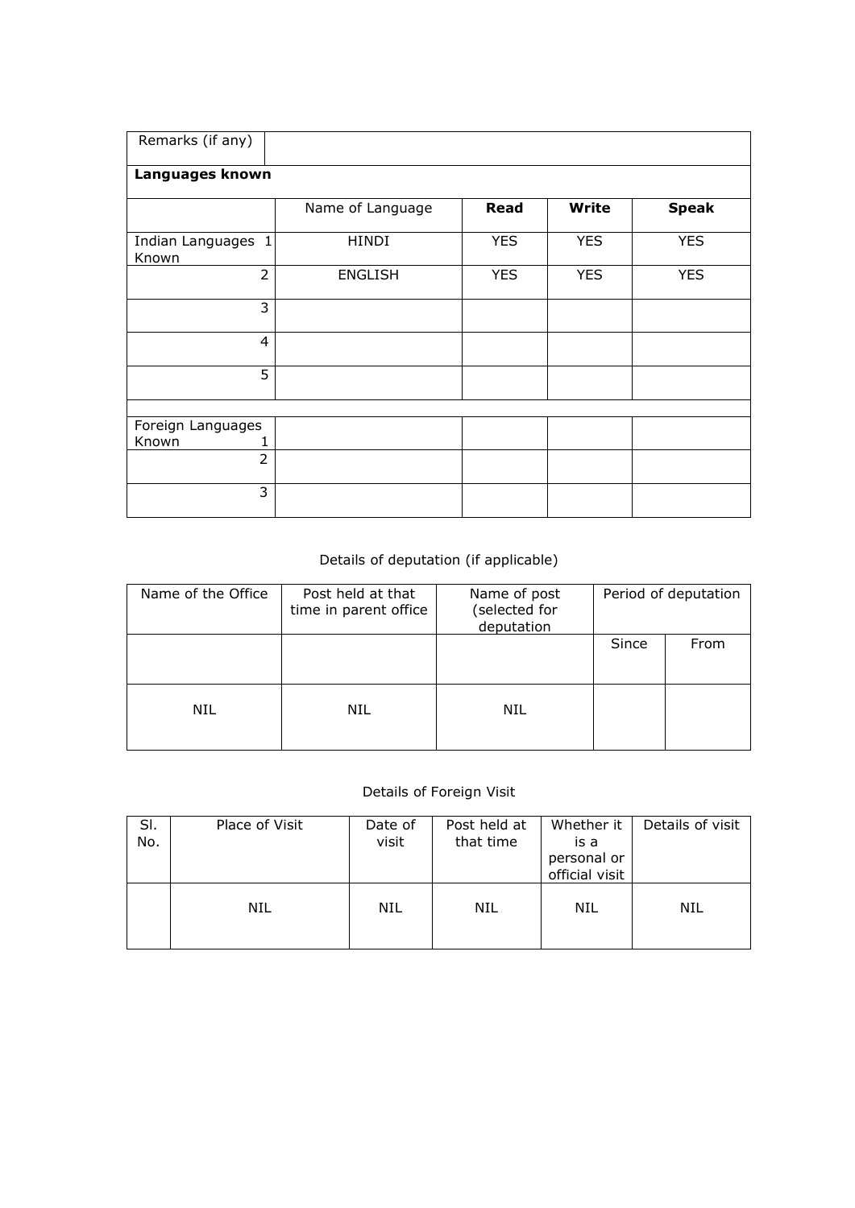| Remarks (if any) | | | | |
|---|---|---|---|---|
| **Languages known** | | | | |
| | Name of Language | **Read** | **Write** | **Speak** |
| Indian Languages Known 1 | HINDI | YES | YES | YES |
| 2 | ENGLISH | YES | YES | YES |
| 3 | | | | |
| 4 | | | | |
| 5 | | | | |
| | | | | |
| Foreign Languages Known 1 | | | | |
| 2 | | | | |
| 3 | | | | |

Details of deputation (if applicable)

| Name of the Office | Post held at that time in parent office | Name of post (selected for deputation | Period of deputation | |
|---|---|---|---|---|
| | | | Since | From |
| NIL | NIL | NIL | | |

Details of Foreign Visit

| Sl. No. | Place of Visit | Date of visit | Post held at that time | Whether it is a personal or official visit | Details of visit |
|---|---|---|---|---|---|
| | NIL | NIL | NIL | NIL | NIL |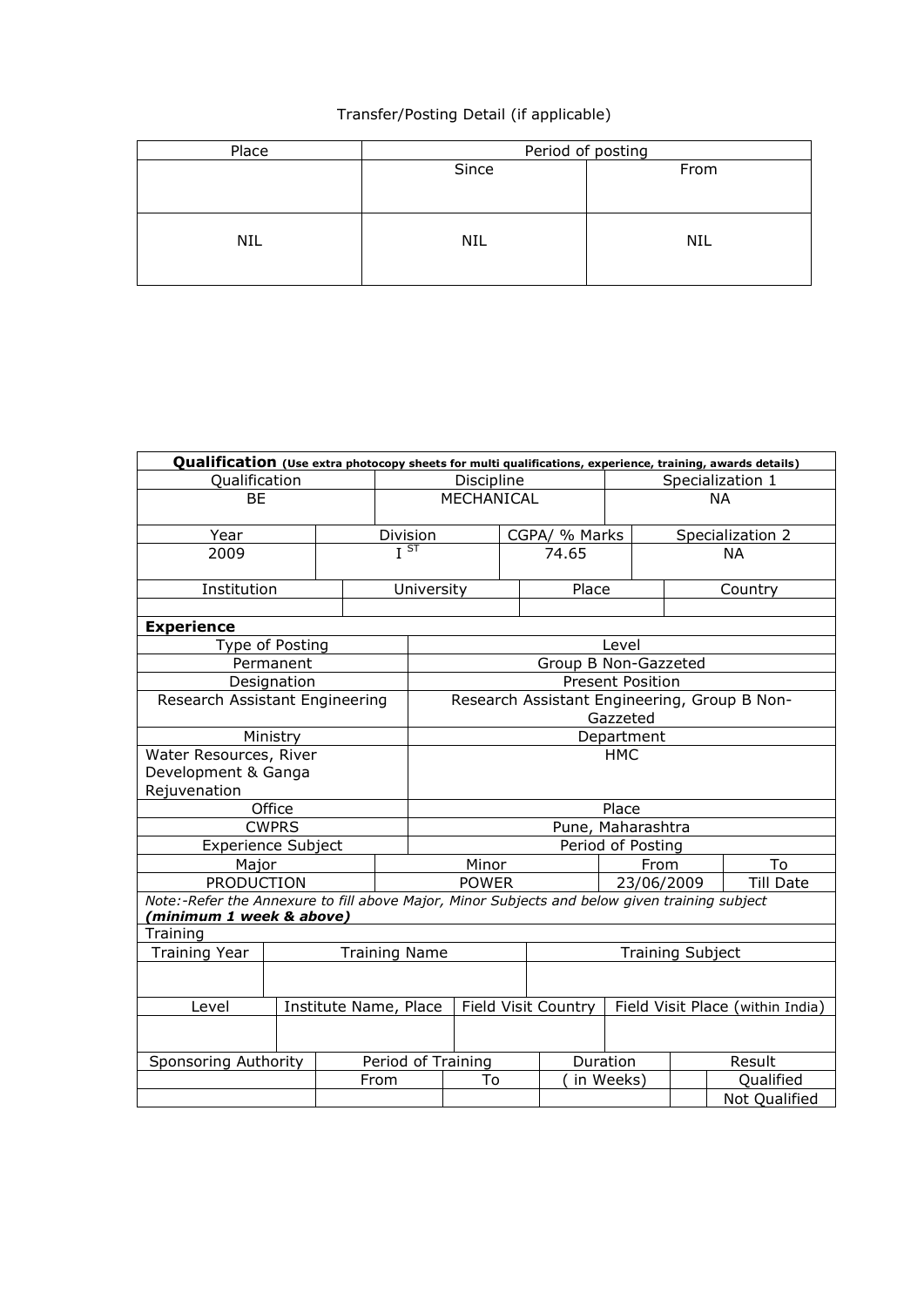Transfer/Posting Detail (if applicable)

| Place | Period of posting | |
|---|---|---|
| | Since | From |
| NIL | NIL | NIL |

**Qualification** (Use extra photocopy sheets for multi qualifications, experience, training, awards details)

| Qualification | Discipline | Specialization 1 |
|---|---|---|
| BE | MECHANICAL | NA |

| Year | Division | CGPA/ % Marks | Specialization 2 |
|---|---|---|---|
| 2009 | I ST | 74.65 | NA |

| Institution | University | Place | Country |
|---|---|---|---|
| | | | |

**Experience**

| Type of Posting | Level |
|---|---|
| Permanent | Group B Non-Gazzeted |
| Designation | Present Position |
| Research Assistant Engineering | Research Assistant Engineering, Group B Non-Gazzeted |
| Ministry | Department |
| Water Resources, River Development & Ganga Rejuvenation | HMC |
| Office | Place |
| CWPRS | Pune, Maharashtra |

| Experience Subject | | Period of Posting | |
|---|---|---|---|
| Major | Minor | From | To |
| PRODUCTION | POWER | 23/06/2009 | Till Date |

*Note:-Refer the Annexure to fill above Major, Minor Subjects and below given training subject* ***(minimum 1 week & above)***

Training

| Training Year | Training Name | Training Subject |
|---|---|---|
| | | |

| Level | Institute Name, Place | Field Visit Country | Field Visit Place (within India) |
|---|---|---|---|
| | | | |

| Sponsoring Authority | Period of Training | | Duration | Result | |
|---|---|---|---|---|---|
| | From | To | ( in Weeks) | | Qualified |
| | | | | | Not Qualified |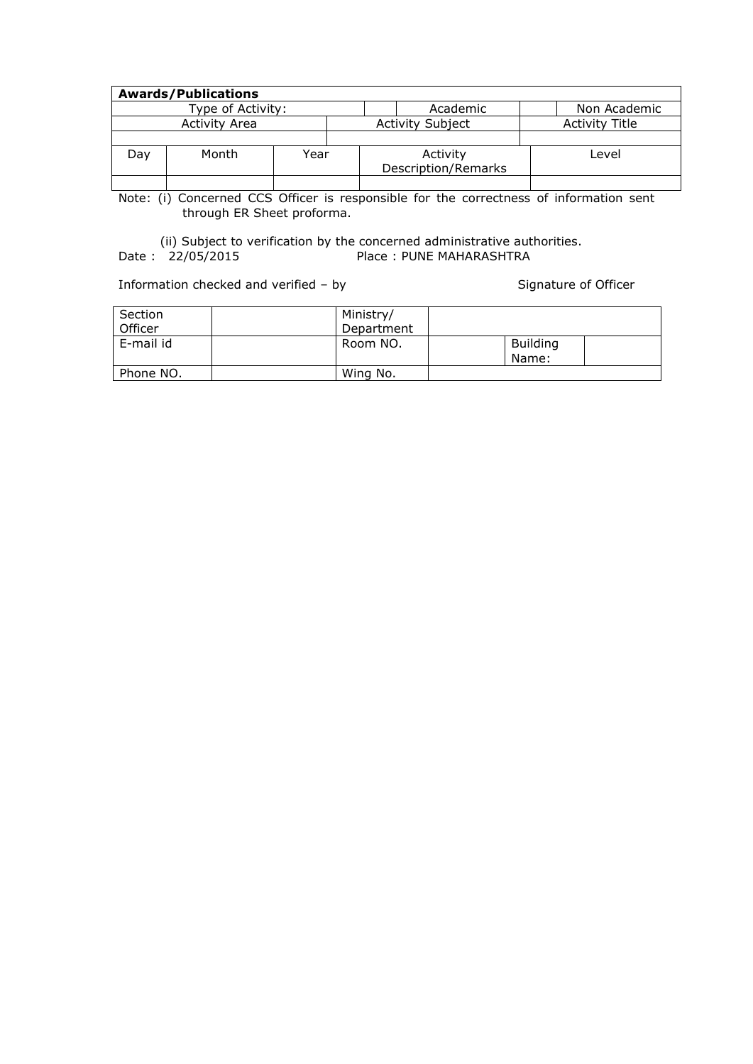| **Awards/Publications** | | | | | | | |
|---|---|---|---|---|---|---|---|
| Type of Activity: | | | | Academic | | Non Academic | |
| Activity Area | | Activity Subject | | | Activity Title | | |
| | | | | | | | |
| Day | Month | Year | Activity Description/Remarks | | Level | | |
| | | | | | | | |

Note: (i) Concerned CCS Officer is responsible for the correctness of information sent through ER Sheet proforma.

(ii) Subject to verification by the concerned administrative authorities.

Date : 22/05/2015 Place : PUNE MAHARASHTRA

Information checked and verified – by Signature of Officer

| | | | | | |
|---|---|---|---|---|---|
| Section Officer | | Ministry/ Department | | | |
| E-mail id | | Room NO. | | Building Name: | |
| Phone NO. | | Wing No. | | | |